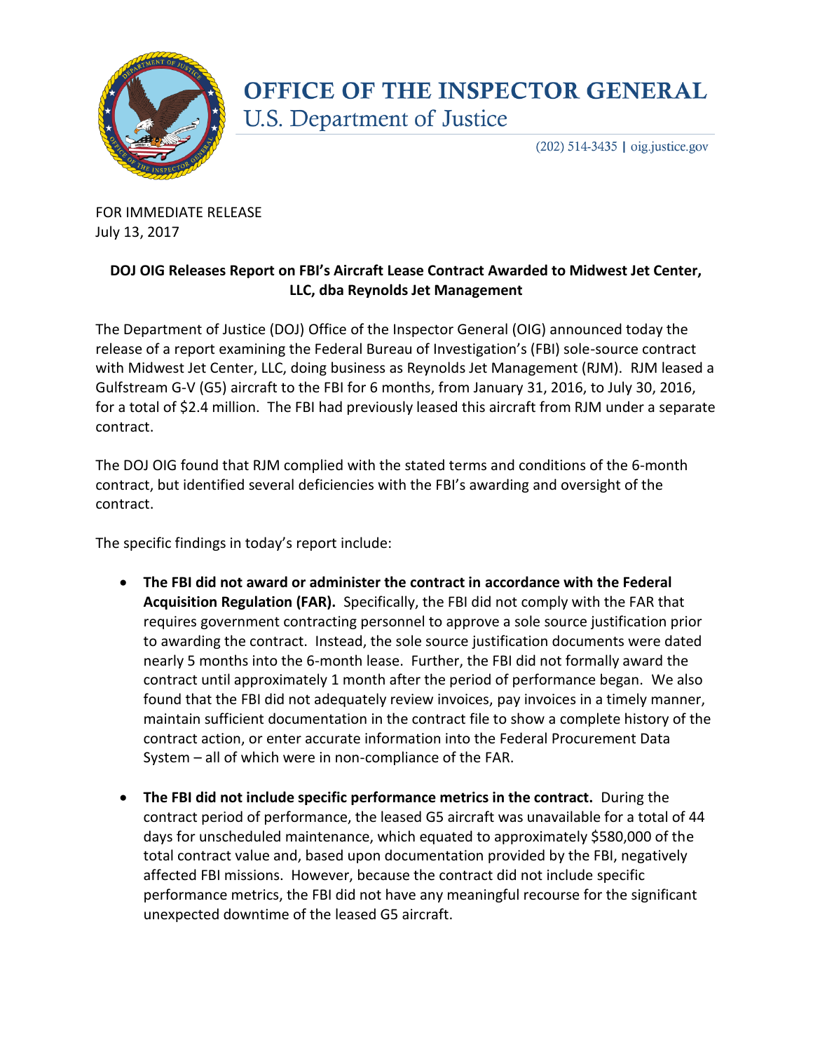# OFFICE OF THE INSPECTOR GENERAL

U.S. Department of Justice

(202) 514-3435 | oig.justice.gov

FOR IMMEDIATE RELEASE
July 13, 2017

**DOJ OIG Releases Report on FBI's Aircraft Lease Contract Awarded to Midwest Jet Center, LLC, dba Reynolds Jet Management**

The Department of Justice (DOJ) Office of the Inspector General (OIG) announced today the release of a report examining the Federal Bureau of Investigation's (FBI) sole-source contract with Midwest Jet Center, LLC, doing business as Reynolds Jet Management (RJM). RJM leased a Gulfstream G-V (G5) aircraft to the FBI for 6 months, from January 31, 2016, to July 30, 2016, for a total of $2.4 million. The FBI had previously leased this aircraft from RJM under a separate contract.

The DOJ OIG found that RJM complied with the stated terms and conditions of the 6-month contract, but identified several deficiencies with the FBI's awarding and oversight of the contract.

The specific findings in today's report include:

- **The FBI did not award or administer the contract in accordance with the Federal Acquisition Regulation (FAR).** Specifically, the FBI did not comply with the FAR that requires government contracting personnel to approve a sole source justification prior to awarding the contract. Instead, the sole source justification documents were dated nearly 5 months into the 6-month lease. Further, the FBI did not formally award the contract until approximately 1 month after the period of performance began. We also found that the FBI did not adequately review invoices, pay invoices in a timely manner, maintain sufficient documentation in the contract file to show a complete history of the contract action, or enter accurate information into the Federal Procurement Data System – all of which were in non-compliance of the FAR.

- **The FBI did not include specific performance metrics in the contract.** During the contract period of performance, the leased G5 aircraft was unavailable for a total of 44 days for unscheduled maintenance, which equated to approximately $580,000 of the total contract value and, based upon documentation provided by the FBI, negatively affected FBI missions. However, because the contract did not include specific performance metrics, the FBI did not have any meaningful recourse for the significant unexpected downtime of the leased G5 aircraft.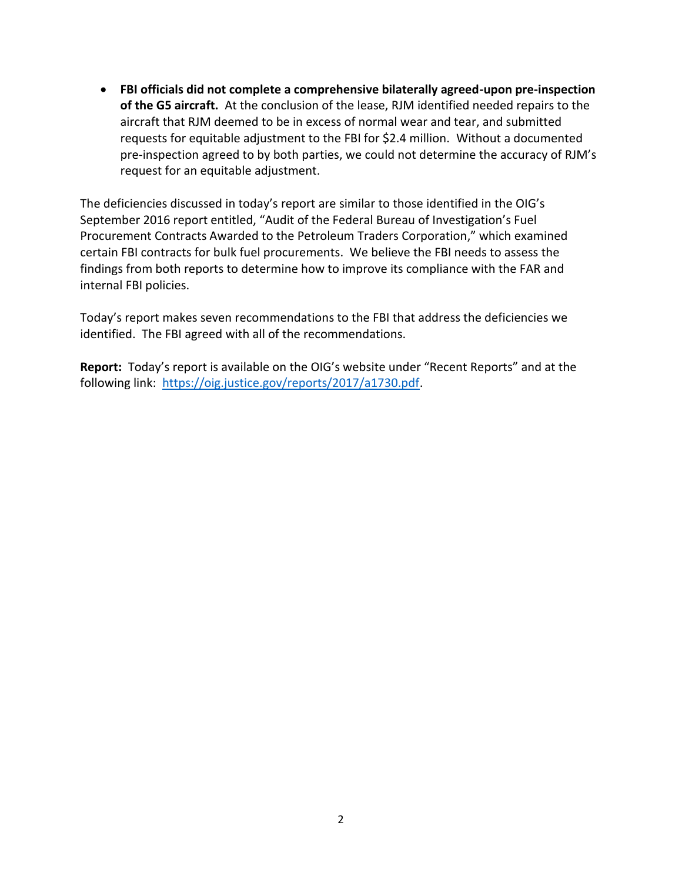- **FBI officials did not complete a comprehensive bilaterally agreed-upon pre-inspection of the G5 aircraft.** At the conclusion of the lease, RJM identified needed repairs to the aircraft that RJM deemed to be in excess of normal wear and tear, and submitted requests for equitable adjustment to the FBI for $2.4 million. Without a documented pre-inspection agreed to by both parties, we could not determine the accuracy of RJM's request for an equitable adjustment.

The deficiencies discussed in today's report are similar to those identified in the OIG's September 2016 report entitled, "Audit of the Federal Bureau of Investigation's Fuel Procurement Contracts Awarded to the Petroleum Traders Corporation," which examined certain FBI contracts for bulk fuel procurements. We believe the FBI needs to assess the findings from both reports to determine how to improve its compliance with the FAR and internal FBI policies.

Today's report makes seven recommendations to the FBI that address the deficiencies we identified. The FBI agreed with all of the recommendations.

**Report:** Today's report is available on the OIG's website under "Recent Reports" and at the following link: https://oig.justice.gov/reports/2017/a1730.pdf.